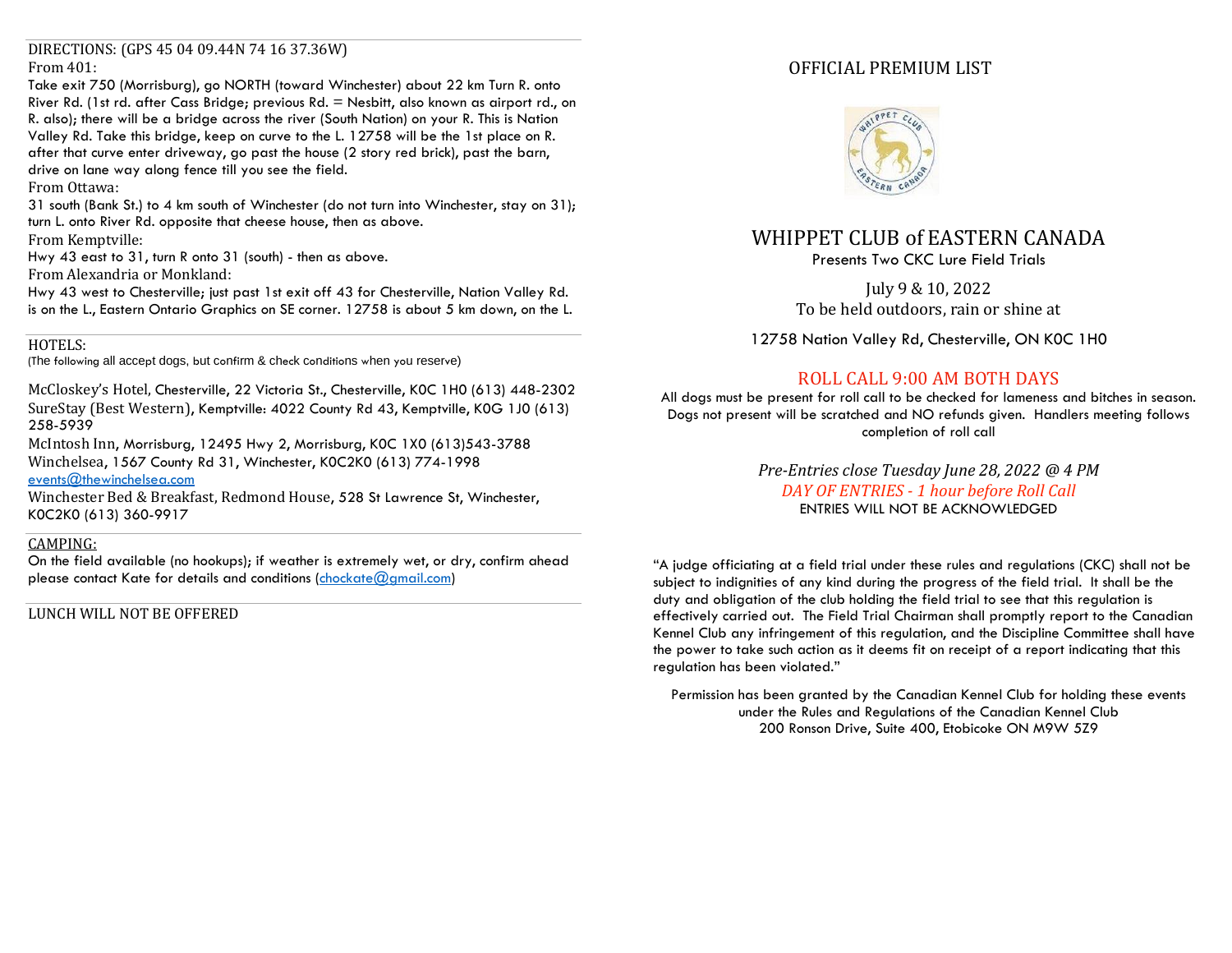DIRECTIONS: (GPS 45 04 09.44N 74 16 37.36W)

From 401:

Take exit 750 (Morrisburg), go NORTH (toward Winchester) about 22 km Turn R. onto River Rd. (1st rd. after Cass Bridge; previous Rd. = Nesbitt, also known as airport rd., on R. also); there will be a bridge across the river (South Nation) on your R. This is Nation Valley Rd. Take this bridge, keep on curve to the L. 12758 will be the 1st place on R. after that curve enter driveway, go past the house (2 story red brick), past the barn, drive on lane way along fence till you see the field.

From Ottawa:

31 south (Bank St.) to 4 km south of Winchester (do not turn into Winchester, stay on 31); turn L. onto River Rd. opposite that cheese house, then as above.

From Kemptville:

Hwy 43 east to 31, turn R onto 31 (south) - then as above.

From Alexandria or Monkland:

Hwy 43 west to Chesterville; just past 1st exit off 43 for Chesterville, Nation Valley Rd. is on the L., Eastern Ontario Graphics on SE corner. 12758 is about 5 km down, on the L.

HOTELS:

(The following all accept dogs, but confirm & check conditions when you reserve)

McCloskey's Hotel, Chesterville, 22 Victoria St., Chesterville, K0C 1H0 (613) 448-2302
SureStay (Best Western), Kemptville: 4022 County Rd 43, Kemptville, K0G 1J0 (613) 258-5939
McIntosh Inn, Morrisburg, 12495 Hwy 2, Morrisburg, K0C 1X0 (613)543-3788
Winchelsea, 1567 County Rd 31, Winchester, K0C2K0 (613) 774-1998
events@thewinchelsea.com
Winchester Bed & Breakfast, Redmond House, 528 St Lawrence St, Winchester, K0C2K0 (613) 360-9917

CAMPING:

On the field available (no hookups); if weather is extremely wet, or dry, confirm ahead please contact Kate for details and conditions (chockate@gmail.com)

LUNCH WILL NOT BE OFFERED

# OFFICIAL PREMIUM LIST

## WHIPPET CLUB of EASTERN CANADA

Presents Two CKC Lure Field Trials

July 9 & 10, 2022

To be held outdoors, rain or shine at

12758 Nation Valley Rd, Chesterville, ON K0C 1H0

## ROLL CALL 9:00 AM BOTH DAYS

All dogs must be present for roll call to be checked for lameness and bitches in season. Dogs not present will be scratched and NO refunds given. Handlers meeting follows completion of roll call

*Pre-Entries close Tuesday June 28, 2022 @ 4 PM*

*DAY OF ENTRIES - 1 hour before Roll Call*

ENTRIES WILL NOT BE ACKNOWLEDGED

"A judge officiating at a field trial under these rules and regulations (CKC) shall not be subject to indignities of any kind during the progress of the field trial. It shall be the duty and obligation of the club holding the field trial to see that this regulation is effectively carried out. The Field Trial Chairman shall promptly report to the Canadian Kennel Club any infringement of this regulation, and the Discipline Committee shall have the power to take such action as it deems fit on receipt of a report indicating that this regulation has been violated."

Permission has been granted by the Canadian Kennel Club for holding these events under the Rules and Regulations of the Canadian Kennel Club
200 Ronson Drive, Suite 400, Etobicoke ON M9W 5Z9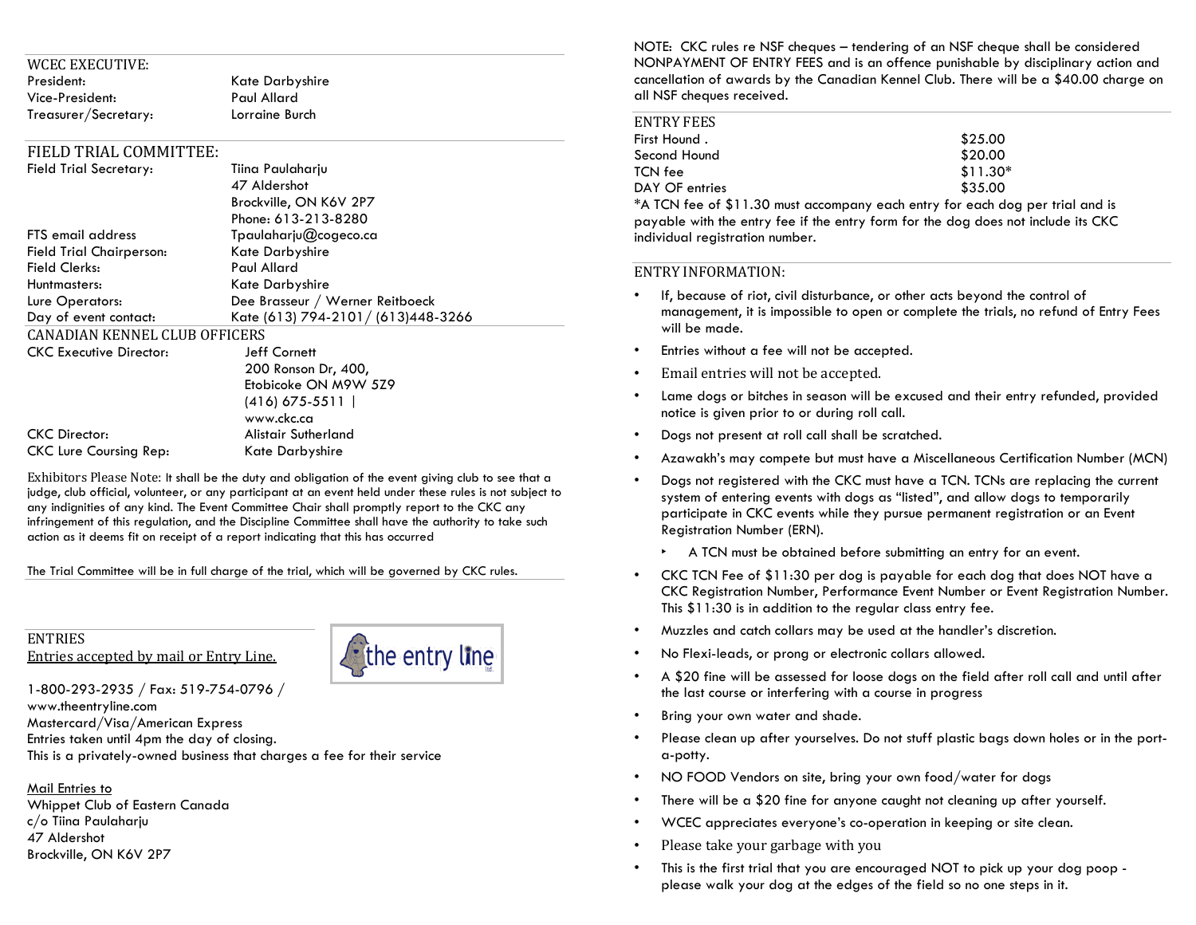## WCEC EXECUTIVE:

| | |
|---|---|
| President: | Kate Darbyshire |
| Vice-President: | Paul Allard |
| Treasurer/Secretary: | Lorraine Burch |

## FIELD TRIAL COMMITTEE:

| | |
|---|---|
| Field Trial Secretary: | Tiina Paulaharju<br>47 Aldershot<br>Brockville, ON K6V 2P7<br>Phone: 613-213-8280 |
| FTS email address | Tpaulaharju@cogeco.ca |
| Field Trial Chairperson: | Kate Darbyshire |
| Field Clerks: | Paul Allard |
| Huntmasters: | Kate Darbyshire |
| Lure Operators: | Dee Brasseur / Werner Reitboeck |
| Day of event contact: | Kate (613) 794-2101/ (613)448-3266 |

## CANADIAN KENNEL CLUB OFFICERS

| | |
|---|---|
| CKC Executive Director: | Jeff Cornett<br>200 Ronson Dr, 400,<br>Etobicoke ON M9W 5Z9<br>(416) 675-5511 \|<br>www.ckc.ca |
| CKC Director: | Alistair Sutherland |
| CKC Lure Coursing Rep: | Kate Darbyshire |

Exhibitors Please Note: It shall be the duty and obligation of the event giving club to see that a judge, club official, volunteer, or any participant at an event held under these rules is not subject to any indignities of any kind. The Event Committee Chair shall promptly report to the CKC any infringement of this regulation, and the Discipline Committee shall have the authority to take such action as it deems fit on receipt of a report indicating that this has occurred

The Trial Committee will be in full charge of the trial, which will be governed by CKC rules.

## ENTRIES

Entries accepted by mail or Entry Line.

1-800-293-2935 / Fax: 519-754-0796 /
www.theentryline.com
Mastercard/Visa/American Express
Entries taken until 4pm the day of closing.
This is a privately-owned business that charges a fee for their service

Mail Entries to
Whippet Club of Eastern Canada
c/o Tiina Paulaharju
47 Aldershot
Brockville, ON K6V 2P7

NOTE: CKC rules re NSF cheques – tendering of an NSF cheque shall be considered NONPAYMENT OF ENTRY FEES and is an offence punishable by disciplinary action and cancellation of awards by the Canadian Kennel Club. There will be a $40.00 charge on all NSF cheques received.

## ENTRY FEES

| | |
|---|---|
| First Hound . | $25.00 |
| Second Hound | $20.00 |
| TCN fee | $11.30* |
| DAY OF entries | $35.00 |

*A TCN fee of $11.30 must accompany each entry for each dog per trial and is payable with the entry fee if the entry form for the dog does not include its CKC individual registration number.

## ENTRY INFORMATION:

- If, because of riot, civil disturbance, or other acts beyond the control of management, it is impossible to open or complete the trials, no refund of Entry Fees will be made.
- Entries without a fee will not be accepted.
- Email entries will not be accepted.
- Lame dogs or bitches in season will be excused and their entry refunded, provided notice is given prior to or during roll call.
- Dogs not present at roll call shall be scratched.
- Azawakh's may compete but must have a Miscellaneous Certification Number (MCN)
- Dogs not registered with the CKC must have a TCN. TCNs are replacing the current system of entering events with dogs as "listed", and allow dogs to temporarily participate in CKC events while they pursue permanent registration or an Event Registration Number (ERN).
  - A TCN must be obtained before submitting an entry for an event.
- CKC TCN Fee of $11:30 per dog is payable for each dog that does NOT have a CKC Registration Number, Performance Event Number or Event Registration Number. This $11:30 is in addition to the regular class entry fee.
- Muzzles and catch collars may be used at the handler's discretion.
- No Flexi-leads, or prong or electronic collars allowed.
- A $20 fine will be assessed for loose dogs on the field after roll call and until after the last course or interfering with a course in progress
- Bring your own water and shade.
- Please clean up after yourselves. Do not stuff plastic bags down holes or in the port-a-potty.
- NO FOOD Vendors on site, bring your own food/water for dogs
- There will be a $20 fine for anyone caught not cleaning up after yourself.
- WCEC appreciates everyone's co-operation in keeping or site clean.
- Please take your garbage with you
- This is the first trial that you are encouraged NOT to pick up your dog poop - please walk your dog at the edges of the field so no one steps in it.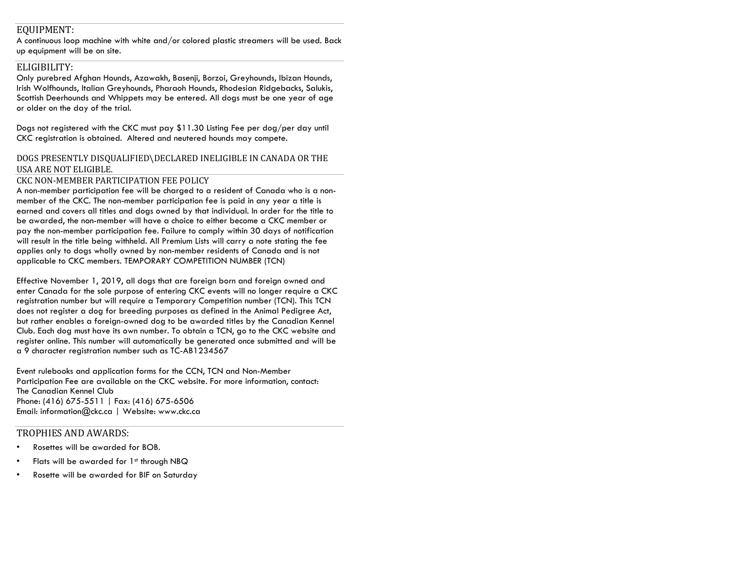## EQUIPMENT:

A continuous loop machine with white and/or colored plastic streamers will be used. Back up equipment will be on site.

## ELIGIBILITY:

Only purebred Afghan Hounds, Azawakh, Basenji, Borzoi, Greyhounds, Ibizan Hounds, Irish Wolfhounds, Italian Greyhounds, Pharaoh Hounds, Rhodesian Ridgebacks, Salukis, Scottish Deerhounds and Whippets may be entered. All dogs must be one year of age or older on the day of the trial.

Dogs not registered with the CKC must pay $11.30 Listing Fee per dog/per day until CKC registration is obtained. Altered and neutered hounds may compete.

## DOGS PRESENTLY DISQUALIFIED\DECLARED INELIGIBLE IN CANADA OR THE USA ARE NOT ELIGIBLE.

## CKC NON-MEMBER PARTICIPATION FEE POLICY

A non-member participation fee will be charged to a resident of Canada who is a non-member of the CKC. The non-member participation fee is paid in any year a title is earned and covers all titles and dogs owned by that individual. In order for the title to be awarded, the non-member will have a choice to either become a CKC member or pay the non-member participation fee. Failure to comply within 30 days of notification will result in the title being withheld. All Premium Lists will carry a note stating the fee applies only to dogs wholly owned by non-member residents of Canada and is not applicable to CKC members. TEMPORARY COMPETITION NUMBER (TCN)

Effective November 1, 2019, all dogs that are foreign born and foreign owned and enter Canada for the sole purpose of entering CKC events will no longer require a CKC registration number but will require a Temporary Competition number (TCN). This TCN does not register a dog for breeding purposes as defined in the Animal Pedigree Act, but rather enables a foreign-owned dog to be awarded titles by the Canadian Kennel Club. Each dog must have its own number. To obtain a TCN, go to the CKC website and register online. This number will automatically be generated once submitted and will be a 9 character registration number such as TC-AB1234567

Event rulebooks and application forms for the CCN, TCN and Non-Member Participation Fee are available on the CKC website. For more information, contact:
The Canadian Kennel Club
Phone: (416) 675-5511 | Fax: (416) 675-6506
Email: information@ckc.ca | Website: www.ckc.ca

## TROPHIES AND AWARDS:

- Rosettes will be awarded for BOB.
- Flats will be awarded for 1st through NBQ
- Rosette will be awarded for BIF on Saturday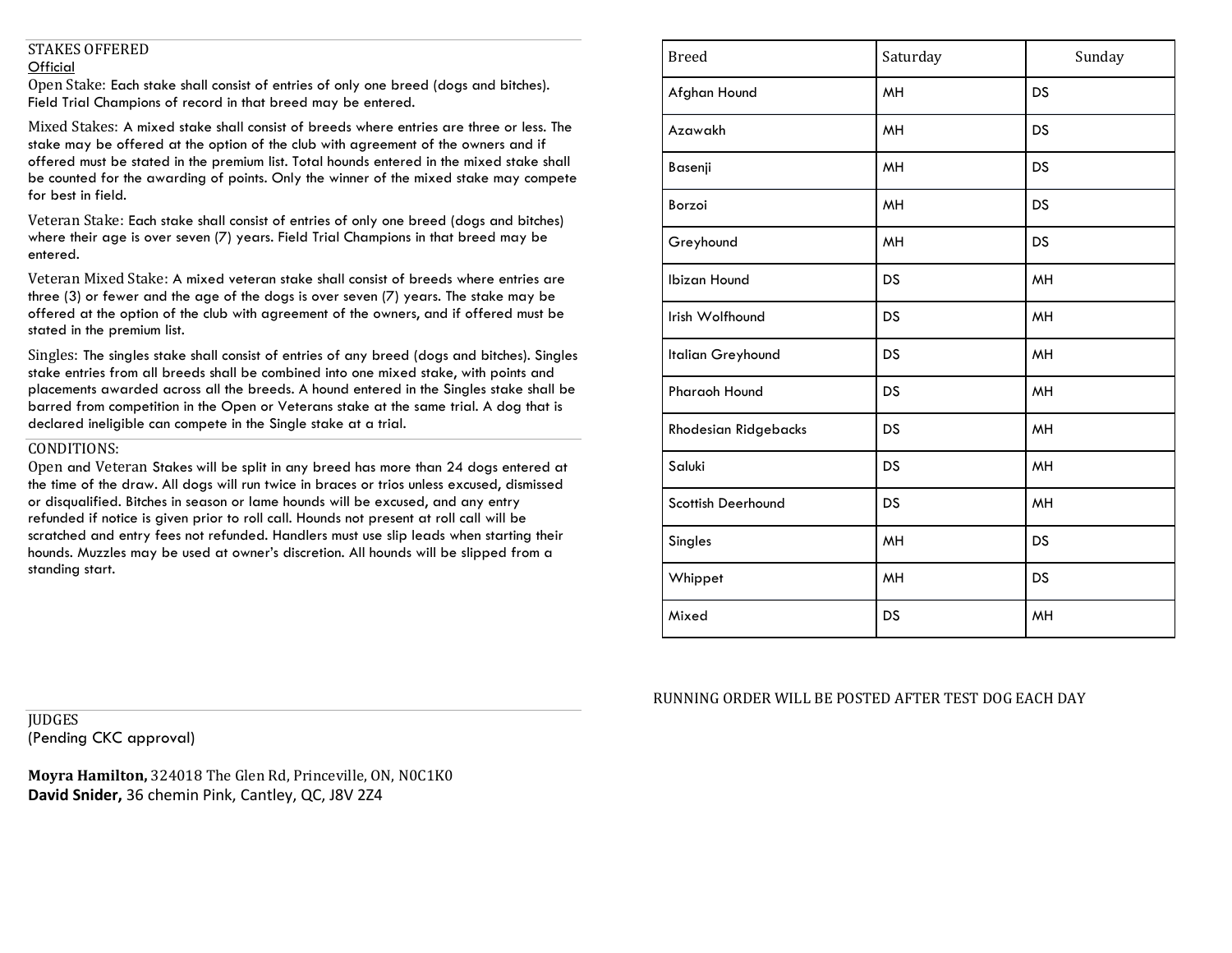## STAKES OFFERED

Official

**Open Stake:** Each stake shall consist of entries of only one breed (dogs and bitches). Field Trial Champions of record in that breed may be entered.

**Mixed Stakes:** A mixed stake shall consist of breeds where entries are three or less. The stake may be offered at the option of the club with agreement of the owners and if offered must be stated in the premium list. Total hounds entered in the mixed stake shall be counted for the awarding of points. Only the winner of the mixed stake may compete for best in field.

**Veteran Stake:** Each stake shall consist of entries of only one breed (dogs and bitches) where their age is over seven (7) years. Field Trial Champions in that breed may be entered.

**Veteran Mixed Stake:** A mixed veteran stake shall consist of breeds where entries are three (3) or fewer and the age of the dogs is over seven (7) years. The stake may be offered at the option of the club with agreement of the owners, and if offered must be stated in the premium list.

**Singles:** The singles stake shall consist of entries of any breed (dogs and bitches). Singles stake entries from all breeds shall be combined into one mixed stake, with points and placements awarded across all the breeds. A hound entered in the Singles stake shall be barred from competition in the Open or Veterans stake at the same trial. A dog that is declared ineligible can compete in the Single stake at a trial.

## CONDITIONS:

Open and Veteran Stakes will be split in any breed has more than 24 dogs entered at the time of the draw. All dogs will run twice in braces or trios unless excused, dismissed or disqualified. Bitches in season or lame hounds will be excused, and any entry refunded if notice is given prior to roll call. Hounds not present at roll call will be scratched and entry fees not refunded. Handlers must use slip leads when starting their hounds. Muzzles may be used at owner's discretion. All hounds will be slipped from a standing start.

| Breed | Saturday | Sunday |
|---|---|---|
| Afghan Hound | MH | DS |
| Azawakh | MH | DS |
| Basenji | MH | DS |
| Borzoi | MH | DS |
| Greyhound | MH | DS |
| Ibizan Hound | DS | MH |
| Irish Wolfhound | DS | MH |
| Italian Greyhound | DS | MH |
| Pharaoh Hound | DS | MH |
| Rhodesian Ridgebacks | DS | MH |
| Saluki | DS | MH |
| Scottish Deerhound | DS | MH |
| Singles | MH | DS |
| Whippet | MH | DS |
| Mixed | DS | MH |

RUNNING ORDER WILL BE POSTED AFTER TEST DOG EACH DAY

## JUDGES

(Pending CKC approval)

**Moyra Hamilton,** 324018 The Glen Rd, Princeville, ON, N0C1K0
**David Snider,** 36 chemin Pink, Cantley, QC, J8V 2Z4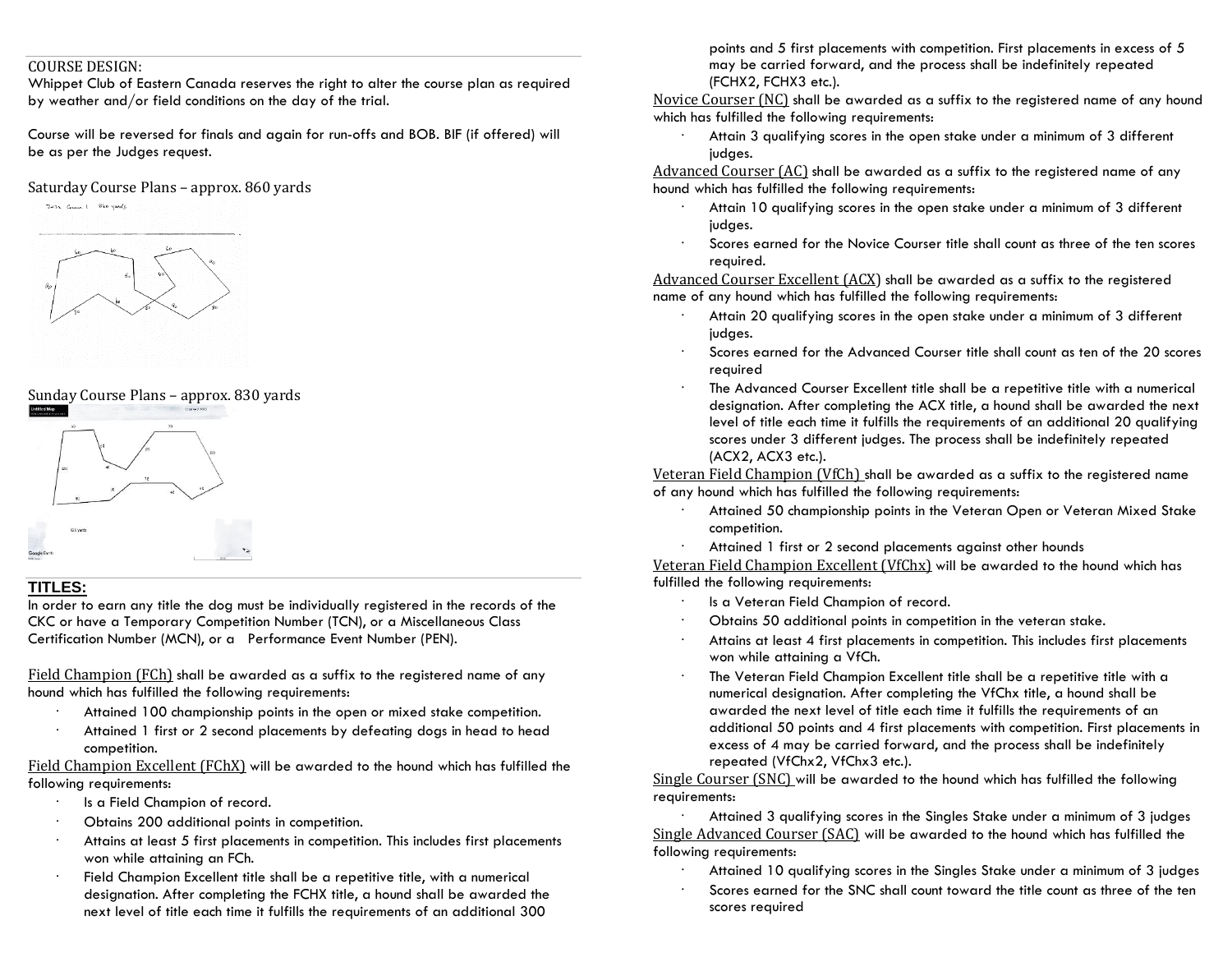COURSE DESIGN:

Whippet Club of Eastern Canada reserves the right to alter the course plan as required by weather and/or field conditions on the day of the trial.

Course will be reversed for finals and again for run-offs and BOB. BIF (if offered) will be as per the Judges request.

Saturday Course Plans – approx. 860 yards

Sunday Course Plans – approx. 830 yards

## TITLES:

In order to earn any title the dog must be individually registered in the records of the CKC or have a Temporary Competition Number (TCN), or a Miscellaneous Class Certification Number (MCN), or a Performance Event Number (PEN).

Field Champion (FCh) shall be awarded as a suffix to the registered name of any hound which has fulfilled the following requirements:

- Attained 100 championship points in the open or mixed stake competition.
- Attained 1 first or 2 second placements by defeating dogs in head to head competition.

Field Champion Excellent (FChX) will be awarded to the hound which has fulfilled the following requirements:

- Is a Field Champion of record.
- Obtains 200 additional points in competition.
- Attains at least 5 first placements in competition. This includes first placements won while attaining an FCh.
- Field Champion Excellent title shall be a repetitive title, with a numerical designation. After completing the FCHX title, a hound shall be awarded the next level of title each time it fulfills the requirements of an additional 300 points and 5 first placements with competition. First placements in excess of 5 may be carried forward, and the process shall be indefinitely repeated (FCHX2, FCHX3 etc.).

Novice Courser (NC) shall be awarded as a suffix to the registered name of any hound which has fulfilled the following requirements:

- Attain 3 qualifying scores in the open stake under a minimum of 3 different judges.

Advanced Courser (AC) shall be awarded as a suffix to the registered name of any hound which has fulfilled the following requirements:

- Attain 10 qualifying scores in the open stake under a minimum of 3 different judges.
- Scores earned for the Novice Courser title shall count as three of the ten scores required.

Advanced Courser Excellent (ACX) shall be awarded as a suffix to the registered name of any hound which has fulfilled the following requirements:

- Attain 20 qualifying scores in the open stake under a minimum of 3 different judges.
- Scores earned for the Advanced Courser title shall count as ten of the 20 scores required
- The Advanced Courser Excellent title shall be a repetitive title with a numerical designation. After completing the ACX title, a hound shall be awarded the next level of title each time it fulfills the requirements of an additional 20 qualifying scores under 3 different judges. The process shall be indefinitely repeated (ACX2, ACX3 etc.).

Veteran Field Champion (VfCh) shall be awarded as a suffix to the registered name of any hound which has fulfilled the following requirements:

- Attained 50 championship points in the Veteran Open or Veteran Mixed Stake competition.
- Attained 1 first or 2 second placements against other hounds

Veteran Field Champion Excellent (VfChx) will be awarded to the hound which has fulfilled the following requirements:

- Is a Veteran Field Champion of record.
- Obtains 50 additional points in competition in the veteran stake.
- Attains at least 4 first placements in competition. This includes first placements won while attaining a VfCh.
- The Veteran Field Champion Excellent title shall be a repetitive title with a numerical designation. After completing the VfChx title, a hound shall be awarded the next level of title each time it fulfills the requirements of an additional 50 points and 4 first placements with competition. First placements in excess of 4 may be carried forward, and the process shall be indefinitely repeated (VfChx2, VfChx3 etc.).

Single Courser (SNC) will be awarded to the hound which has fulfilled the following requirements:

- Attained 3 qualifying scores in the Singles Stake under a minimum of 3 judges

Single Advanced Courser (SAC) will be awarded to the hound which has fulfilled the following requirements:

- Attained 10 qualifying scores in the Singles Stake under a minimum of 3 judges
- Scores earned for the SNC shall count toward the title count as three of the ten scores required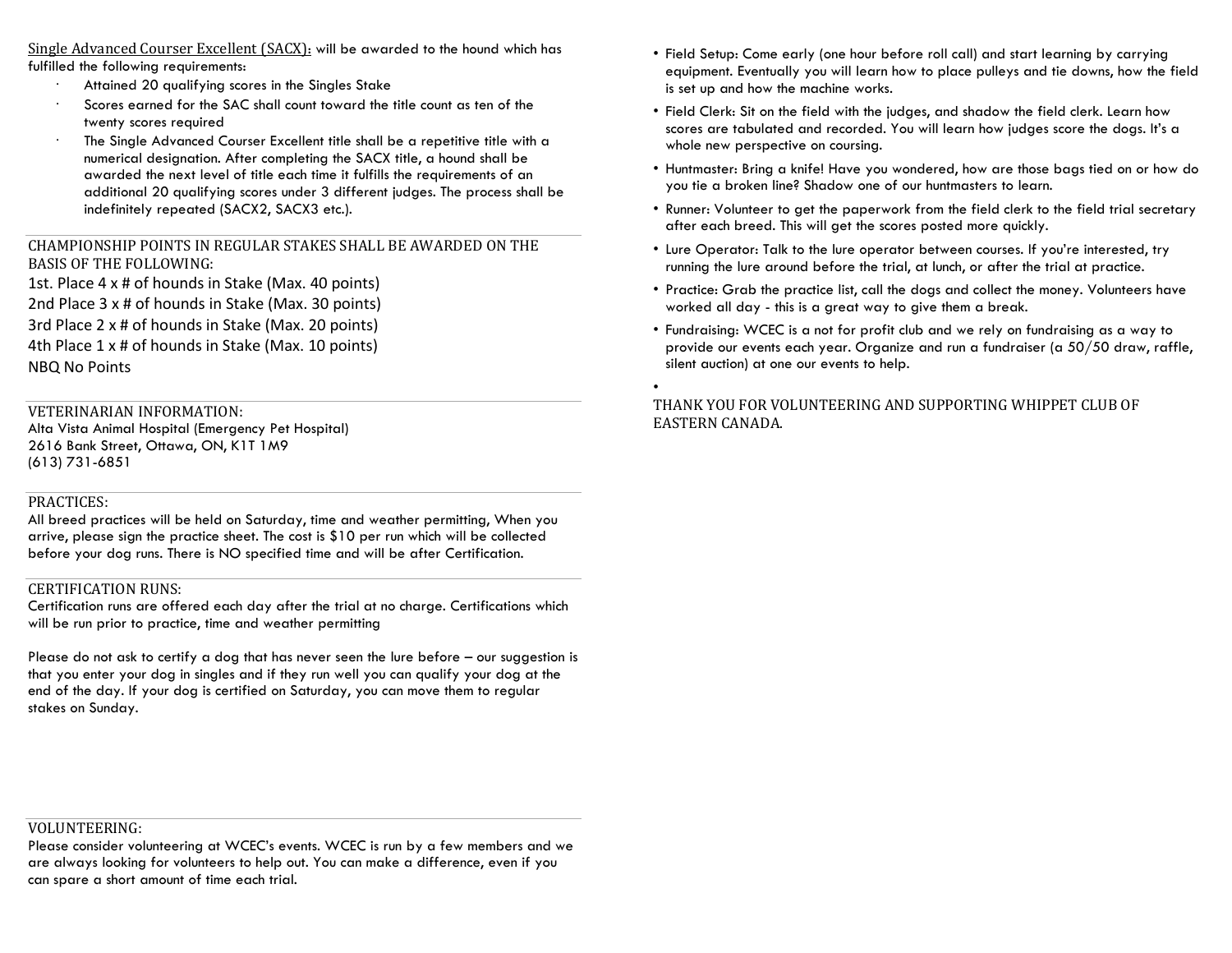Single Advanced Courser Excellent (SACX): will be awarded to the hound which has fulfilled the following requirements:

- Attained 20 qualifying scores in the Singles Stake
- Scores earned for the SAC shall count toward the title count as ten of the twenty scores required
- The Single Advanced Courser Excellent title shall be a repetitive title with a numerical designation. After completing the SACX title, a hound shall be awarded the next level of title each time it fulfills the requirements of an additional 20 qualifying scores under 3 different judges. The process shall be indefinitely repeated (SACX2, SACX3 etc.).

---

CHAMPIONSHIP POINTS IN REGULAR STAKES SHALL BE AWARDED ON THE BASIS OF THE FOLLOWING:

1st. Place 4 x # of hounds in Stake (Max. 40 points)
2nd Place 3 x # of hounds in Stake (Max. 30 points)
3rd Place 2 x # of hounds in Stake (Max. 20 points)
4th Place 1 x # of hounds in Stake (Max. 10 points)
NBQ No Points

---

VETERINARIAN INFORMATION:
Alta Vista Animal Hospital (Emergency Pet Hospital)
2616 Bank Street, Ottawa, ON, K1T 1M9
(613) 731-6851

---

PRACTICES:
All breed practices will be held on Saturday, time and weather permitting, When you arrive, please sign the practice sheet. The cost is $10 per run which will be collected before your dog runs. There is NO specified time and will be after Certification.

---

CERTIFICATION RUNS:
Certification runs are offered each day after the trial at no charge. Certifications which will be run prior to practice, time and weather permitting

Please do not ask to certify a dog that has never seen the lure before – our suggestion is that you enter your dog in singles and if they run well you can qualify your dog at the end of the day. If your dog is certified on Saturday, you can move them to regular stakes on Sunday.

---

VOLUNTEERING:
Please consider volunteering at WCEC's events. WCEC is run by a few members and we are always looking for volunteers to help out. You can make a difference, even if you can spare a short amount of time each trial.

- Field Setup: Come early (one hour before roll call) and start learning by carrying equipment. Eventually you will learn how to place pulleys and tie downs, how the field is set up and how the machine works.
- Field Clerk: Sit on the field with the judges, and shadow the field clerk. Learn how scores are tabulated and recorded. You will learn how judges score the dogs. It's a whole new perspective on coursing.
- Huntmaster: Bring a knife! Have you wondered, how are those bags tied on or how do you tie a broken line? Shadow one of our huntmasters to learn.
- Runner: Volunteer to get the paperwork from the field clerk to the field trial secretary after each breed. This will get the scores posted more quickly.
- Lure Operator: Talk to the lure operator between courses. If you're interested, try running the lure around before the trial, at lunch, or after the trial at practice.
- Practice: Grab the practice list, call the dogs and collect the money. Volunteers have worked all day - this is a great way to give them a break.
- Fundraising: WCEC is a not for profit club and we rely on fundraising as a way to provide our events each year. Organize and run a fundraiser (a 50/50 draw, raffle, silent auction) at one our events to help.

THANK YOU FOR VOLUNTEERING AND SUPPORTING WHIPPET CLUB OF EASTERN CANADA.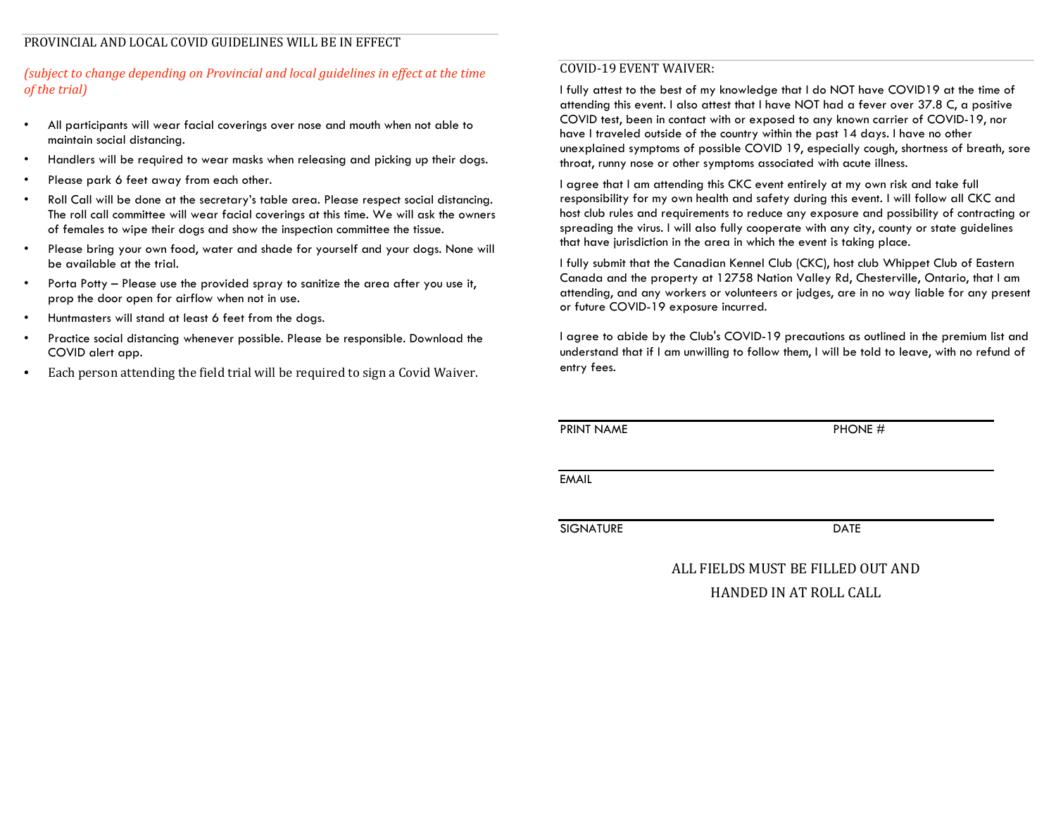## PROVINCIAL AND LOCAL COVID GUIDELINES WILL BE IN EFFECT

*(subject to change depending on Provincial and local guidelines in effect at the time of the trial)*

- All participants will wear facial coverings over nose and mouth when not able to maintain social distancing.
- Handlers will be required to wear masks when releasing and picking up their dogs.
- Please park 6 feet away from each other.
- Roll Call will be done at the secretary's table area. Please respect social distancing. The roll call committee will wear facial coverings at this time. We will ask the owners of females to wipe their dogs and show the inspection committee the tissue.
- Please bring your own food, water and shade for yourself and your dogs. None will be available at the trial.
- Porta Potty – Please use the provided spray to sanitize the area after you use it, prop the door open for airflow when not in use.
- Huntmasters will stand at least 6 feet from the dogs.
- Practice social distancing whenever possible. Please be responsible. Download the COVID alert app.
- Each person attending the field trial will be required to sign a Covid Waiver.

## COVID-19 EVENT WAIVER:

I fully attest to the best of my knowledge that I do NOT have COVID19 at the time of attending this event. I also attest that I have NOT had a fever over 37.8 C, a positive COVID test, been in contact with or exposed to any known carrier of COVID-19, nor have I traveled outside of the country within the past 14 days. I have no other unexplained symptoms of possible COVID 19, especially cough, shortness of breath, sore throat, runny nose or other symptoms associated with acute illness.

I agree that I am attending this CKC event entirely at my own risk and take full responsibility for my own health and safety during this event. I will follow all CKC and host club rules and requirements to reduce any exposure and possibility of contracting or spreading the virus. I will also fully cooperate with any city, county or state guidelines that have jurisdiction in the area in which the event is taking place.

I fully submit that the Canadian Kennel Club (CKC), host club Whippet Club of Eastern Canada and the property at 12758 Nation Valley Rd, Chesterville, Ontario, that I am attending, and any workers or volunteers or judges, are in no way liable for any present or future COVID-19 exposure incurred.

I agree to abide by the Club's COVID-19 precautions as outlined in the premium list and understand that if I am unwilling to follow them, I will be told to leave, with no refund of entry fees.

PRINT NAME ______________________ PHONE # ______________________

EMAIL ______________________

SIGNATURE ______________________ DATE ______________________

ALL FIELDS MUST BE FILLED OUT AND HANDED IN AT ROLL CALL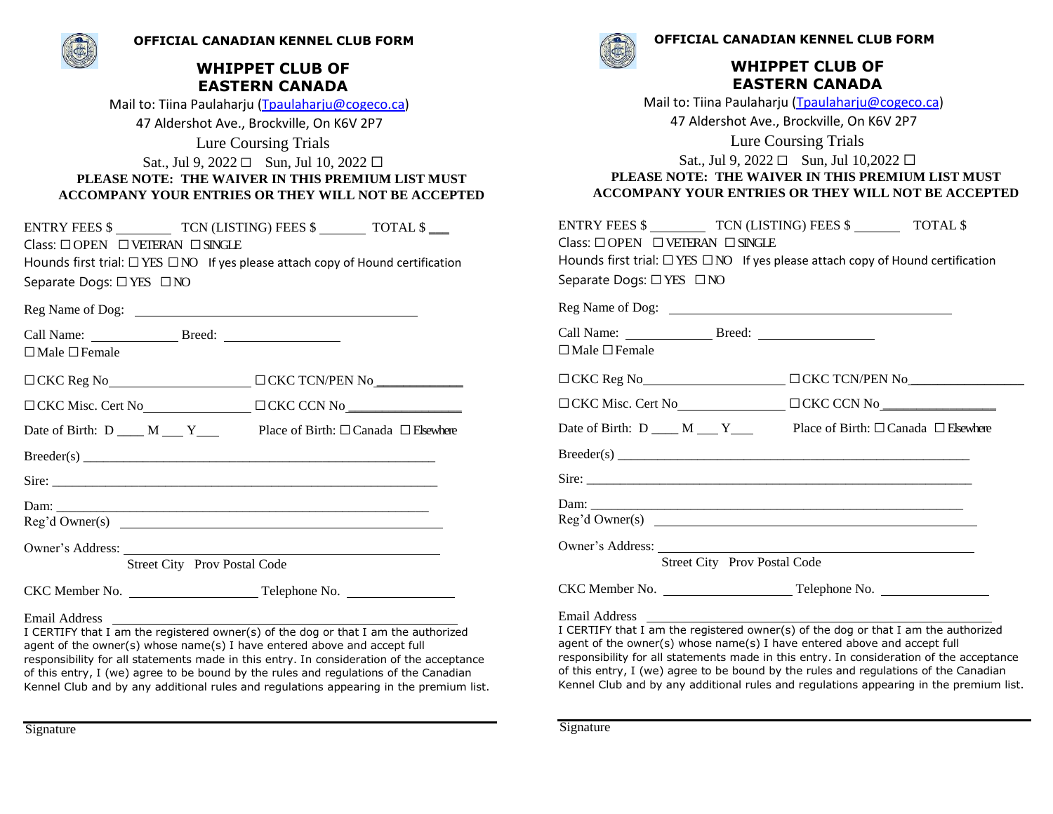**OFFICIAL CANADIAN KENNEL CLUB FORM**

## WHIPPET CLUB OF EASTERN CANADA

Mail to: Tiina Paulaharju (Tpaulaharju@cogeco.ca)

47 Aldershot Ave., Brockville, On K6V 2P7

Lure Coursing Trials

Sat., Jul 9, 2022 ☐ Sun, Jul 10, 2022 ☐

**PLEASE NOTE: THE WAIVER IN THIS PREMIUM LIST MUST ACCOMPANY YOUR ENTRIES OR THEY WILL NOT BE ACCEPTED**

ENTRY FEES $ ________ TCN (LISTING) FEES $ _______ TOTAL $ ___

Class: ☐ OPEN ☐ VETERAN ☐ SINGLE

Hounds first trial: ☐ YES ☐ NO If yes please attach copy of Hound certification

Separate Dogs: ☐ YES ☐ NO

Reg Name of Dog: ____________________________________________

Call Name: ______________ Breed: __________________

☐ Male ☐ Female

☐ CKC Reg No______________________ ☐ CKC TCN/PEN No______________

☐ CKC Misc. Cert No_________________ ☐ CKC CCN No__________________

Date of Birth: D ____ M ___ Y___ Place of Birth: ☐ Canada ☐ Elsewhere

Breeder(s) ______________________________________________________

Sire: ___________________________________________________________

Dam: ___________________________________________________________

Reg'd Owner(s) __________________________________________________

Owner's Address: ________________________________________________

Street City Prov Postal Code

CKC Member No. ____________________ Telephone No. _________________

Email Address ____________________________________________________

I CERTIFY that I am the registered owner(s) of the dog or that I am the authorized agent of the owner(s) whose name(s) I have entered above and accept full responsibility for all statements made in this entry. In consideration of the acceptance of this entry, I (we) agree to be bound by the rules and regulations of the Canadian Kennel Club and by any additional rules and regulations appearing in the premium list.

______________________________________________________________________

Signature

---

**OFFICIAL CANADIAN KENNEL CLUB FORM**

## WHIPPET CLUB OF EASTERN CANADA

Mail to: Tiina Paulaharju (Tpaulaharju@cogeco.ca)

47 Aldershot Ave., Brockville, On K6V 2P7

Lure Coursing Trials

Sat., Jul 9, 2022 ☐ Sun, Jul 10,2022 ☐

**PLEASE NOTE: THE WAIVER IN THIS PREMIUM LIST MUST ACCOMPANY YOUR ENTRIES OR THEY WILL NOT BE ACCEPTED**

ENTRY FEES $ ________ TCN (LISTING) FEES $ _______ TOTAL $

Class: ☐ OPEN ☐ VETERAN ☐ SINGLE

Hounds first trial: ☐ YES ☐ NO If yes please attach copy of Hound certification

Separate Dogs: ☐ YES ☐ NO

Reg Name of Dog: ____________________________________________

Call Name: ______________ Breed: __________________

☐ Male ☐ Female

☐ CKC Reg No______________________ ☐ CKC TCN/PEN No__________________

☐ CKC Misc. Cert No_________________ ☐ CKC CCN No__________________

Date of Birth: D ____ M ___ Y___ Place of Birth: ☐ Canada ☐ Elsewhere

Breeder(s) ______________________________________________________

Sire: ___________________________________________________________

Dam: ___________________________________________________________

Reg'd Owner(s) __________________________________________________

Owner's Address: ________________________________________________

Street City Prov Postal Code

CKC Member No. ____________________ Telephone No. _________________

Email Address ____________________________________________________

I CERTIFY that I am the registered owner(s) of the dog or that I am the authorized agent of the owner(s) whose name(s) I have entered above and accept full responsibility for all statements made in this entry. In consideration of the acceptance of this entry, I (we) agree to be bound by the rules and regulations of the Canadian Kennel Club and by any additional rules and regulations appearing in the premium list.

______________________________________________________________________

Signature